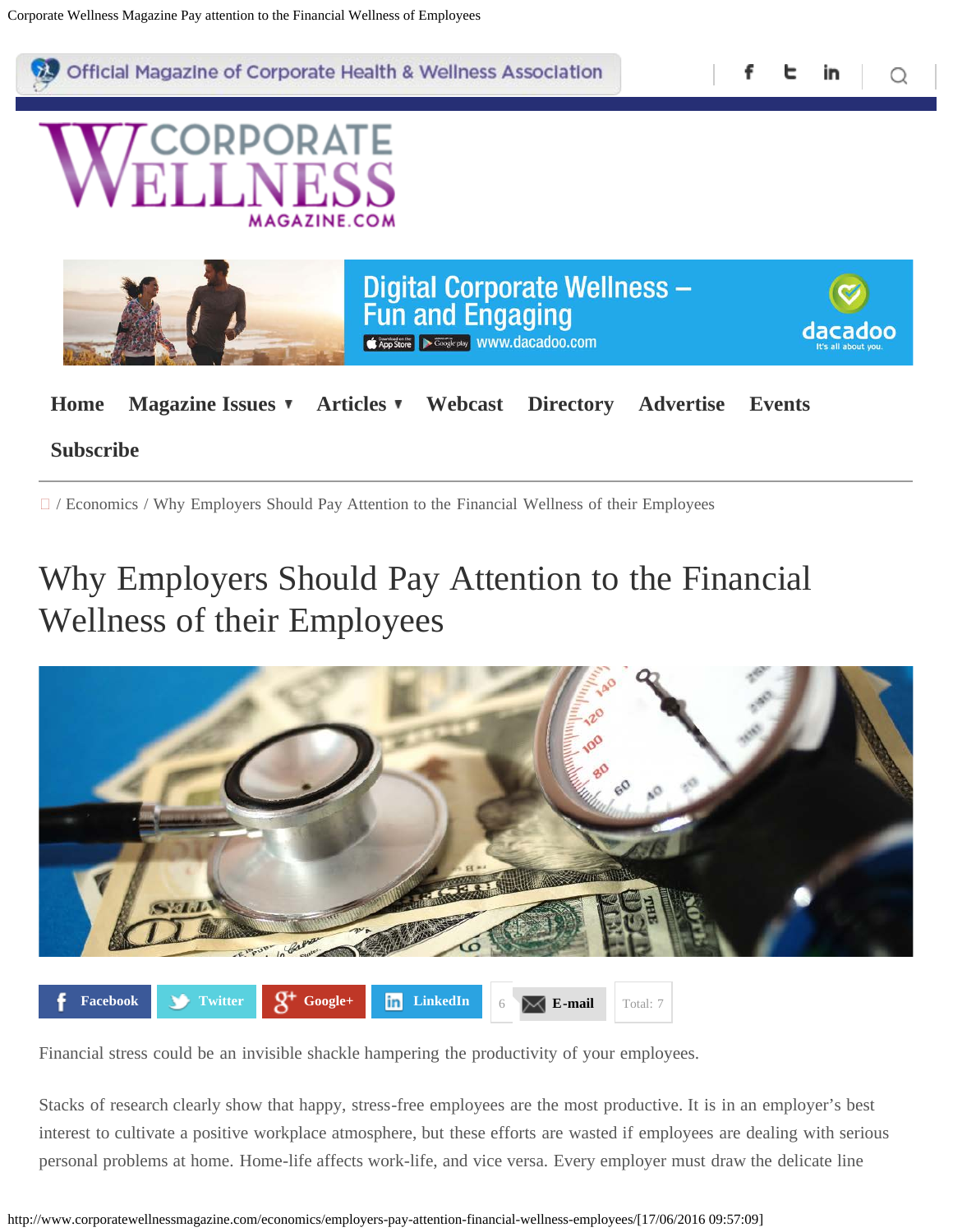Official Magazine of Corporate Health & Wellness Association

# CORPORATE WELLNESS MAGAZINE.COM

Digital Corporate Wellness – Fun and Engaging
www.dacadoo.com
dacadoo It's all about you.

Home | Magazine Issues ▾ | Articles ▾ | Webcast | Directory | Advertise | Events | Subscribe

/ Economics / Why Employers Should Pay Attention to the Financial Wellness of their Employees

# Why Employers Should Pay Attention to the Financial Wellness of their Employees

Facebook | Twitter | Google+ | LinkedIn | 6 | E-mail | Total: 7

Financial stress could be an invisible shackle hampering the productivity of your employees.

Stacks of research clearly show that happy, stress-free employees are the most productive. It is in an employer's best interest to cultivate a positive workplace atmosphere, but these efforts are wasted if employees are dealing with serious personal problems at home. Home-life affects work-life, and vice versa. Every employer must draw the delicate line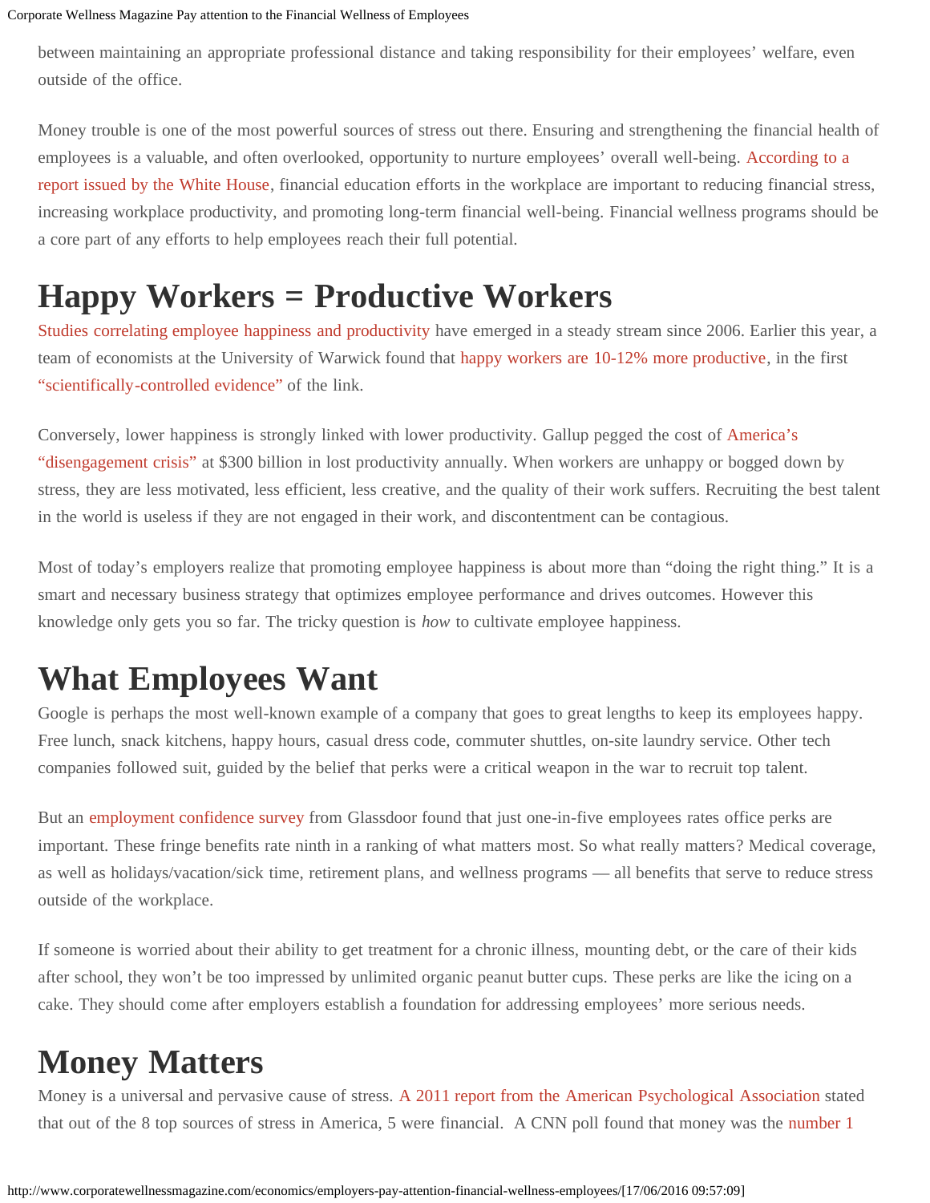between maintaining an appropriate professional distance and taking responsibility for their employees' welfare, even outside of the office.

Money trouble is one of the most powerful sources of stress out there. Ensuring and strengthening the financial health of employees is a valuable, and often overlooked, opportunity to nurture employees' overall well-being. According to a report issued by the White House, financial education efforts in the workplace are important to reducing financial stress, increasing workplace productivity, and promoting long-term financial well-being. Financial wellness programs should be a core part of any efforts to help employees reach their full potential.

# Happy Workers = Productive Workers

Studies correlating employee happiness and productivity have emerged in a steady stream since 2006. Earlier this year, a team of economists at the University of Warwick found that happy workers are 10-12% more productive, in the first "scientifically-controlled evidence" of the link.

Conversely, lower happiness is strongly linked with lower productivity. Gallup pegged the cost of America's "disengagement crisis" at $300 billion in lost productivity annually. When workers are unhappy or bogged down by stress, they are less motivated, less efficient, less creative, and the quality of their work suffers. Recruiting the best talent in the world is useless if they are not engaged in their work, and discontentment can be contagious.

Most of today's employers realize that promoting employee happiness is about more than "doing the right thing." It is a smart and necessary business strategy that optimizes employee performance and drives outcomes. However this knowledge only gets you so far. The tricky question is *how* to cultivate employee happiness.

# What Employees Want

Google is perhaps the most well-known example of a company that goes to great lengths to keep its employees happy. Free lunch, snack kitchens, happy hours, casual dress code, commuter shuttles, on-site laundry service. Other tech companies followed suit, guided by the belief that perks were a critical weapon in the war to recruit top talent.

But an employment confidence survey from Glassdoor found that just one-in-five employees rates office perks are important. These fringe benefits rate ninth in a ranking of what matters most. So what really matters? Medical coverage, as well as holidays/vacation/sick time, retirement plans, and wellness programs — all benefits that serve to reduce stress outside of the workplace.

If someone is worried about their ability to get treatment for a chronic illness, mounting debt, or the care of their kids after school, they won't be too impressed by unlimited organic peanut butter cups. These perks are like the icing on a cake. They should come after employers establish a foundation for addressing employees' more serious needs.

# Money Matters

Money is a universal and pervasive cause of stress. A 2011 report from the American Psychological Association stated that out of the 8 top sources of stress in America, 5 were financial. A CNN poll found that money was the number 1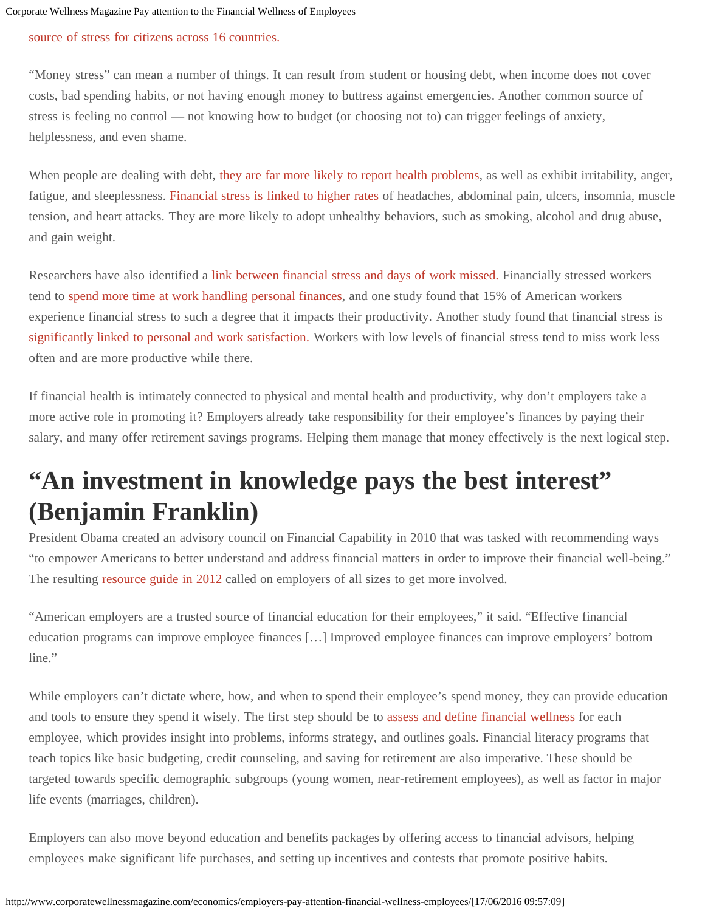source of stress for citizens across 16 countries.

"Money stress" can mean a number of things. It can result from student or housing debt, when income does not cover costs, bad spending habits, or not having enough money to buttress against emergencies. Another common source of stress is feeling no control — not knowing how to budget (or choosing not to) can trigger feelings of anxiety, helplessness, and even shame.

When people are dealing with debt, they are far more likely to report health problems, as well as exhibit irritability, anger, fatigue, and sleeplessness. Financial stress is linked to higher rates of headaches, abdominal pain, ulcers, insomnia, muscle tension, and heart attacks. They are more likely to adopt unhealthy behaviors, such as smoking, alcohol and drug abuse, and gain weight.

Researchers have also identified a link between financial stress and days of work missed. Financially stressed workers tend to spend more time at work handling personal finances, and one study found that 15% of American workers experience financial stress to such a degree that it impacts their productivity. Another study found that financial stress is significantly linked to personal and work satisfaction. Workers with low levels of financial stress tend to miss work less often and are more productive while there.

If financial health is intimately connected to physical and mental health and productivity, why don't employers take a more active role in promoting it? Employers already take responsibility for their employee's finances by paying their salary, and many offer retirement savings programs. Helping them manage that money effectively is the next logical step.

# "An investment in knowledge pays the best interest" (Benjamin Franklin)

President Obama created an advisory council on Financial Capability in 2010 that was tasked with recommending ways "to empower Americans to better understand and address financial matters in order to improve their financial well-being." The resulting resource guide in 2012 called on employers of all sizes to get more involved.

"American employers are a trusted source of financial education for their employees," it said. "Effective financial education programs can improve employee finances […] Improved employee finances can improve employers' bottom line."

While employers can't dictate where, how, and when to spend their employee's spend money, they can provide education and tools to ensure they spend it wisely. The first step should be to assess and define financial wellness for each employee, which provides insight into problems, informs strategy, and outlines goals. Financial literacy programs that teach topics like basic budgeting, credit counseling, and saving for retirement are also imperative. These should be targeted towards specific demographic subgroups (young women, near-retirement employees), as well as factor in major life events (marriages, children).

Employers can also move beyond education and benefits packages by offering access to financial advisors, helping employees make significant life purchases, and setting up incentives and contests that promote positive habits.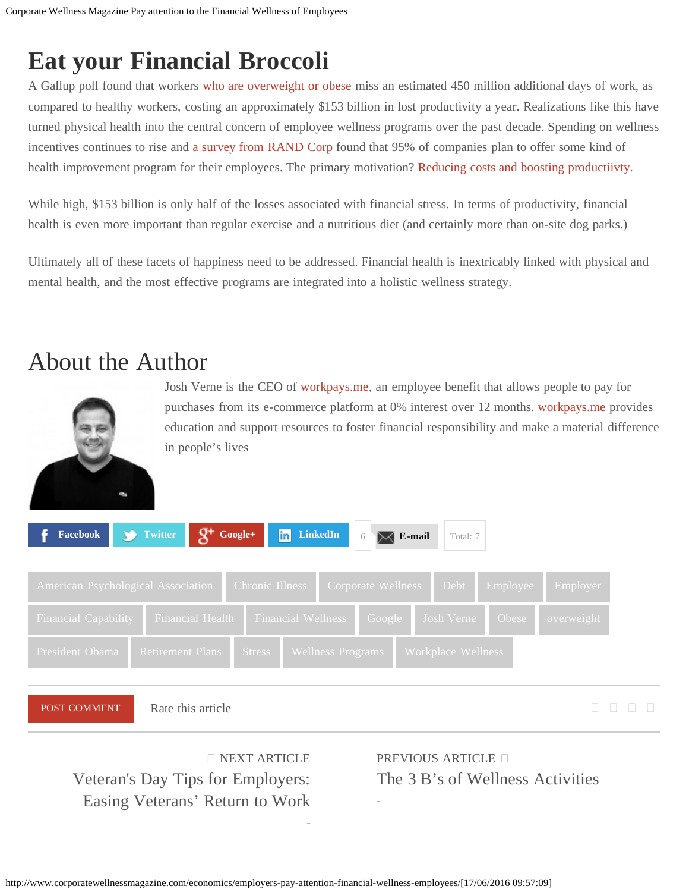# Eat your Financial Broccoli

A Gallup poll found that workers who are overweight or obese miss an estimated 450 million additional days of work, as compared to healthy workers, costing an approximately $153 billion in lost productivity a year. Realizations like this have turned physical health into the central concern of employee wellness programs over the past decade. Spending on wellness incentives continues to rise and a survey from RAND Corp found that 95% of companies plan to offer some kind of health improvement program for their employees. The primary motivation? Reducing costs and boosting productiivty.

While high, $153 billion is only half of the losses associated with financial stress. In terms of productivity, financial health is even more important than regular exercise and a nutritious diet (and certainly more than on-site dog parks.)

Ultimately all of these facets of happiness need to be addressed. Financial health is inextricably linked with physical and mental health, and the most effective programs are integrated into a holistic wellness strategy.

## About the Author

Josh Verne is the CEO of workpays.me, an employee benefit that allows people to pay for purchases from its e-commerce platform at 0% interest over 12 months. workpays.me provides education and support resources to foster financial responsibility and make a material difference in people's lives

Facebook Twitter Google+ LinkedIn 6 E-mail Total: 7

American Psychological Association | Chronic Illness | Corporate Wellness | Debt | Employee | Employer | Financial Capability | Financial Health | Financial Wellness | Google | Josh Verne | Obese | overweight | President Obama | Retirement Plans | Stress | Wellness Programs | Workplace Wellness

POST COMMENT Rate this article

NEXT ARTICLE
Veteran's Day Tips for Employers: Easing Veterans' Return to Work

PREVIOUS ARTICLE
The 3 B's of Wellness Activities